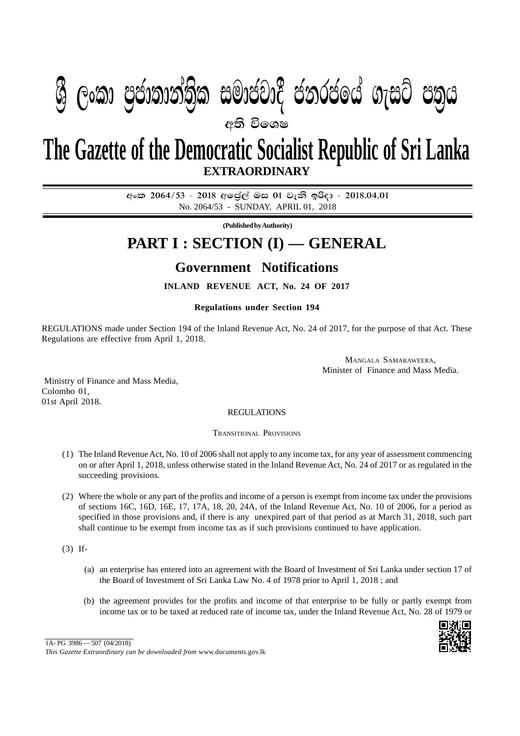# ශ්‍රී ලංකා ප්‍රජාතාන්ත්‍රික සමාජවාදී ජනරජයේ ගැසට් පත්‍රය

**අති විශෙෂ**

# The Gazette of the Democratic Socialist Republic of Sri Lanka

**EXTRAORDINARY**

**අංක 2064/53 - 2018 අප්‍රේල් මස 01 වැනි ඉරිදා - 2018.04.01**

No. 2064/53 - SUNDAY, APRIL 01, 2018

**(Published by Authority)**

## PART I : SECTION (I) — GENERAL

### Government Notifications

**INLAND REVENUE ACT, No. 24 OF 2017**

**Regulations under Section 194**

REGULATIONS made under Section 194 of the Inland Revenue Act, No. 24 of 2017, for the purpose of that Act. These Regulations are effective from April 1, 2018.

MANGALA SAMARAWEERA,
Minister of Finance and Mass Media.

Ministry of Finance and Mass Media,
Colombo 01,
01st April 2018.

REGULATIONS

TRANSITIONAL PROVISIONS

(1) The Inland Revenue Act, No. 10 of 2006 shall not apply to any income tax, for any year of assessment commencing on or after April 1, 2018, unless otherwise stated in the Inland Revenue Act, No. 24 of 2017 or as regulated in the succeeding provisions.

(2) Where the whole or any part of the profits and income of a person is exempt from income tax under the provisions of sections 16C, 16D, 16E, 17, 17A, 18, 20, 24A, of the Inland Revenue Act, No. 10 of 2006, for a period as specified in those provisions and, if there is any unexpired part of that period as at March 31, 2018, such part shall continue to be exempt from income tax as if such provisions continued to have application.

(3) If-

(a) an enterprise has entered into an agreement with the Board of Investment of Sri Lanka under section 17 of the Board of Investment of Sri Lanka Law No. 4 of 1978 prior to April 1, 2018 ; and

(b) the agreement provides for the profits and income of that enterprise to be fully or partly exempt from income tax or to be taxed at reduced rate of income tax, under the Inland Revenue Act, No. 28 of 1979 or

1A- PG 3986 — 507 (04/2018)

*This Gazette Extraordinary can be downloaded from* www.documents.gov.lk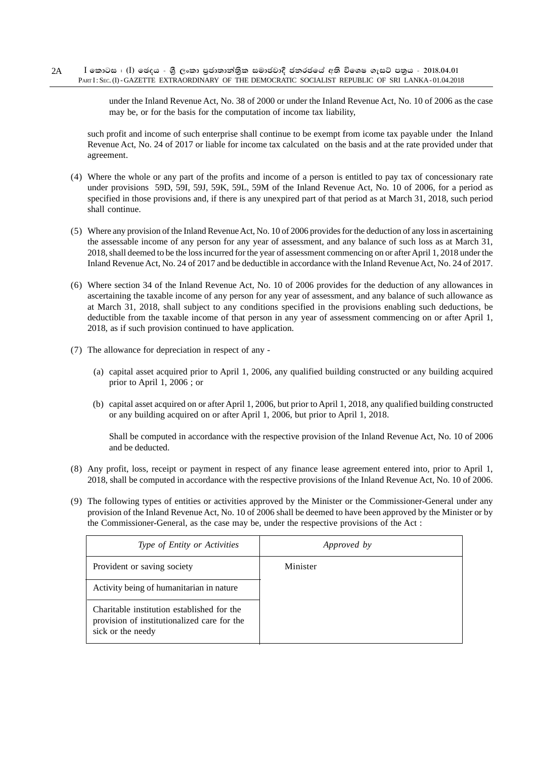under the Inland Revenue Act, No. 38 of 2000 or under the Inland Revenue Act, No. 10 of 2006 as the case may be, or for the basis for the computation of income tax liability,

such profit and income of such enterprise shall continue to be exempt from icome tax payable under the Inland Revenue Act, No. 24 of 2017 or liable for income tax calculated on the basis and at the rate provided under that agreement.

(4) Where the whole or any part of the profits and income of a person is entitled to pay tax of concessionary rate under provisions 59D, 59I, 59J, 59K, 59L, 59M of the Inland Revenue Act, No. 10 of 2006, for a period as specified in those provisions and, if there is any unexpired part of that period as at March 31, 2018, such period shall continue.

(5) Where any provision of the Inland Revenue Act, No. 10 of 2006 provides for the deduction of any loss in ascertaining the assessable income of any person for any year of assessment, and any balance of such loss as at March 31, 2018, shall deemed to be the loss incurred for the year of assessment commencing on or after April 1, 2018 under the Inland Revenue Act, No. 24 of 2017 and be deductible in accordance with the Inland Revenue Act, No. 24 of 2017.

(6) Where section 34 of the Inland Revenue Act, No. 10 of 2006 provides for the deduction of any allowances in ascertaining the taxable income of any person for any year of assessment, and any balance of such allowance as at March 31, 2018, shall subject to any conditions specified in the provisions enabling such deductions, be deductible from the taxable income of that person in any year of assessment commencing on or after April 1, 2018, as if such provision continued to have application.

(7) The allowance for depreciation in respect of any -

(a) capital asset acquired prior to April 1, 2006, any qualified building constructed or any building acquired prior to April 1, 2006 ; or

(b) capital asset acquired on or after April 1, 2006, but prior to April 1, 2018, any qualified building constructed or any building acquired on or after April 1, 2006, but prior to April 1, 2018.

Shall be computed in accordance with the respective provision of the Inland Revenue Act, No. 10 of 2006 and be deducted.

(8) Any profit, loss, receipt or payment in respect of any finance lease agreement entered into, prior to April 1, 2018, shall be computed in accordance with the respective provisions of the Inland Revenue Act, No. 10 of 2006.

(9) The following types of entities or activities approved by the Minister or the Commissioner-General under any provision of the Inland Revenue Act, No. 10 of 2006 shall be deemed to have been approved by the Minister or by the Commissioner-General, as the case may be, under the respective provisions of the Act :

| *Type of Entity or Activities* | *Approved by* |
|---|---|
| Provident or saving society | Minister |
| Activity being of humanitarian in nature | |
| Charitable institution established for the provision of institutionalized care for the sick or the needy | |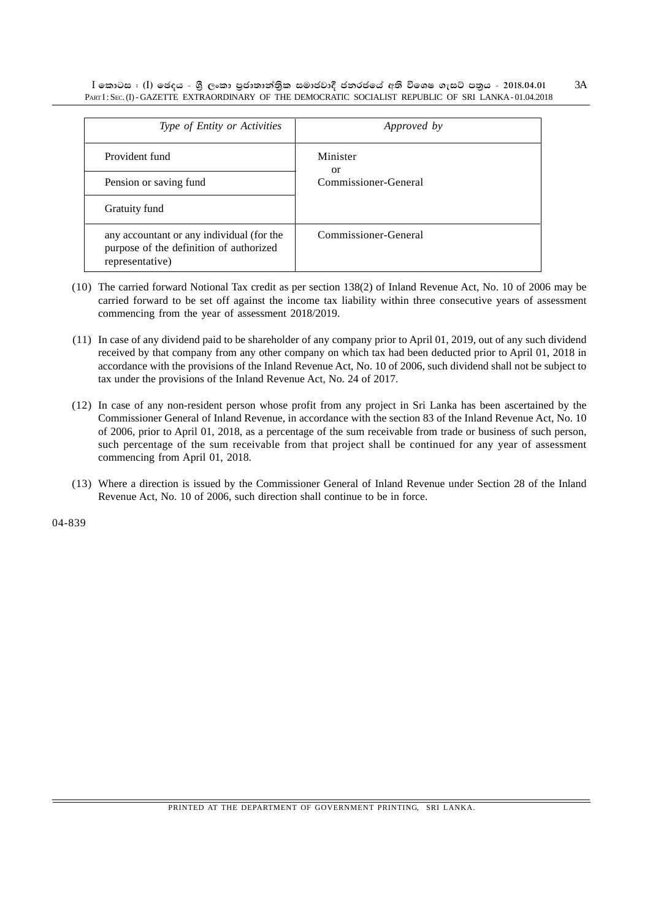| *Type of Entity or Activities* | *Approved by* |
|---|---|
| Provident fund | Minister or Commissioner-General |
| Pension or saving fund | |
| Gratuity fund | |
| any accountant or any individual (for the purpose of the definition of authorized representative) | Commissioner-General |

(10) The carried forward Notional Tax credit as per section 138(2) of Inland Revenue Act, No. 10 of 2006 may be carried forward to be set off against the income tax liability within three consecutive years of assessment commencing from the year of assessment 2018/2019.

(11) In case of any dividend paid to be shareholder of any company prior to April 01, 2019, out of any such dividend received by that company from any other company on which tax had been deducted prior to April 01, 2018 in accordance with the provisions of the Inland Revenue Act, No. 10 of 2006, such dividend shall not be subject to tax under the provisions of the Inland Revenue Act, No. 24 of 2017.

(12) In case of any non-resident person whose profit from any project in Sri Lanka has been ascertained by the Commissioner General of Inland Revenue, in accordance with the section 83 of the Inland Revenue Act, No. 10 of 2006, prior to April 01, 2018, as a percentage of the sum receivable from trade or business of such person, such percentage of the sum receivable from that project shall be continued for any year of assessment commencing from April 01, 2018.

(13) Where a direction is issued by the Commissioner General of Inland Revenue under Section 28 of the Inland Revenue Act, No. 10 of 2006, such direction shall continue to be in force.

04-839

PRINTED AT THE DEPARTMENT OF GOVERNMENT PRINTING, SRI LANKA.